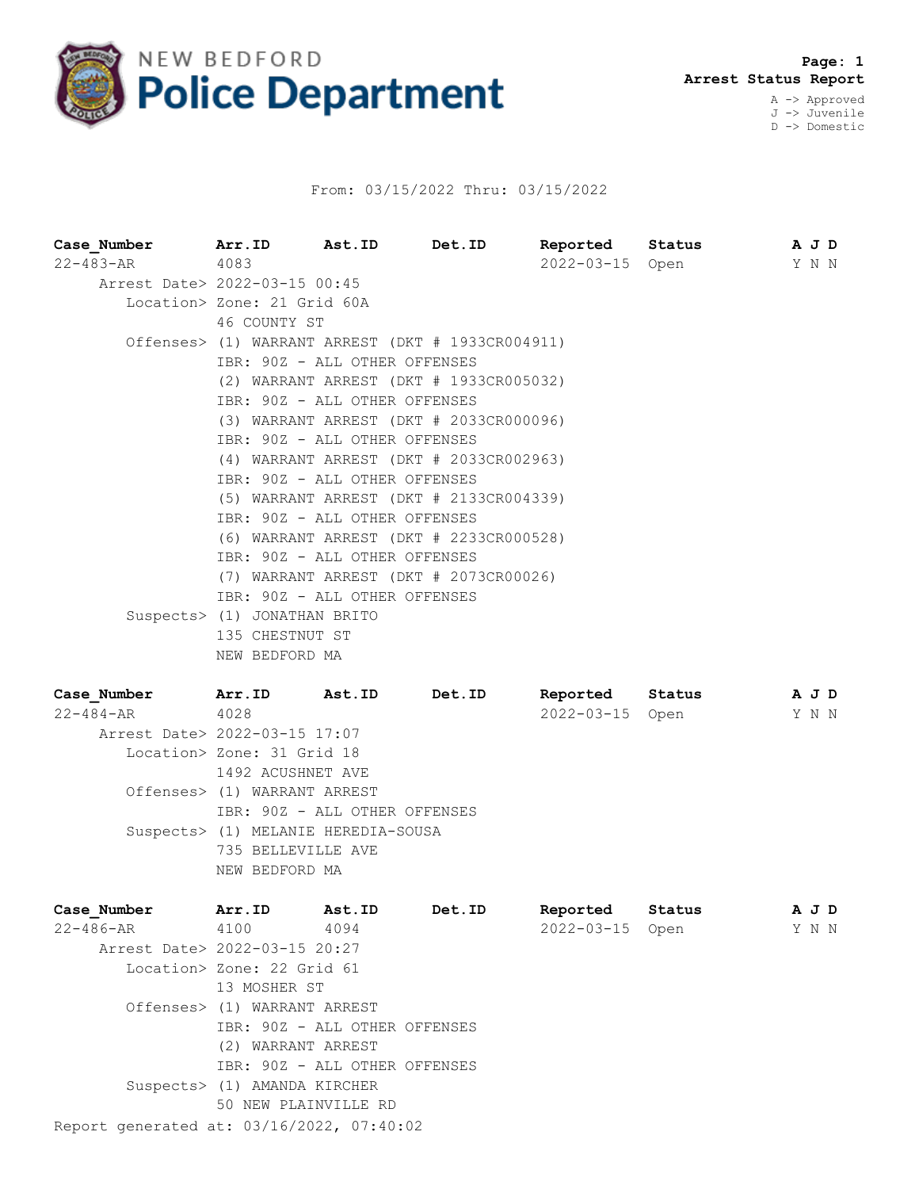# NEW BEDFORD Police Department

**Page: 1**
**Arrest Status Report**

A -> Approved
J -> Juvenile
D -> Domestic

From: 03/15/2022 Thru: 03/15/2022

| Case_Number | Arr.ID | Ast.ID | Det.ID | Reported | Status | A | J | D |
|---|---|---|---|---|---|---|---|---|
| 22-483-AR | 4083 | | | 2022-03-15 | Open | Y | N | N |

Arrest Date> 2022-03-15 00:45
Location> Zone: 21 Grid 60A
46 COUNTY ST
Offenses> (1) WARRANT ARREST (DKT # 1933CR004911)
IBR: 90Z - ALL OTHER OFFENSES
(2) WARRANT ARREST (DKT # 1933CR005032)
IBR: 90Z - ALL OTHER OFFENSES
(3) WARRANT ARREST (DKT # 2033CR000096)
IBR: 90Z - ALL OTHER OFFENSES
(4) WARRANT ARREST (DKT # 2033CR002963)
IBR: 90Z - ALL OTHER OFFENSES
(5) WARRANT ARREST (DKT # 2133CR004339)
IBR: 90Z - ALL OTHER OFFENSES
(6) WARRANT ARREST (DKT # 2233CR000528)
IBR: 90Z - ALL OTHER OFFENSES
(7) WARRANT ARREST (DKT # 2073CR00026)
IBR: 90Z - ALL OTHER OFFENSES
Suspects> (1) JONATHAN BRITO
135 CHESTNUT ST
NEW BEDFORD MA

| Case_Number | Arr.ID | Ast.ID | Det.ID | Reported | Status | A | J | D |
|---|---|---|---|---|---|---|---|---|
| 22-484-AR | 4028 | | | 2022-03-15 | Open | Y | N | N |

Arrest Date> 2022-03-15 17:07
Location> Zone: 31 Grid 18
1492 ACUSHNET AVE
Offenses> (1) WARRANT ARREST
IBR: 90Z - ALL OTHER OFFENSES
Suspects> (1) MELANIE HEREDIA-SOUSA
735 BELLEVILLE AVE
NEW BEDFORD MA

| Case_Number | Arr.ID | Ast.ID | Det.ID | Reported | Status | A | J | D |
|---|---|---|---|---|---|---|---|---|
| 22-486-AR | 4100 | 4094 | | 2022-03-15 | Open | Y | N | N |

Arrest Date> 2022-03-15 20:27
Location> Zone: 22 Grid 61
13 MOSHER ST
Offenses> (1) WARRANT ARREST
IBR: 90Z - ALL OTHER OFFENSES
(2) WARRANT ARREST
IBR: 90Z - ALL OTHER OFFENSES
Suspects> (1) AMANDA KIRCHER
50 NEW PLAINVILLE RD

Report generated at: 03/16/2022, 07:40:02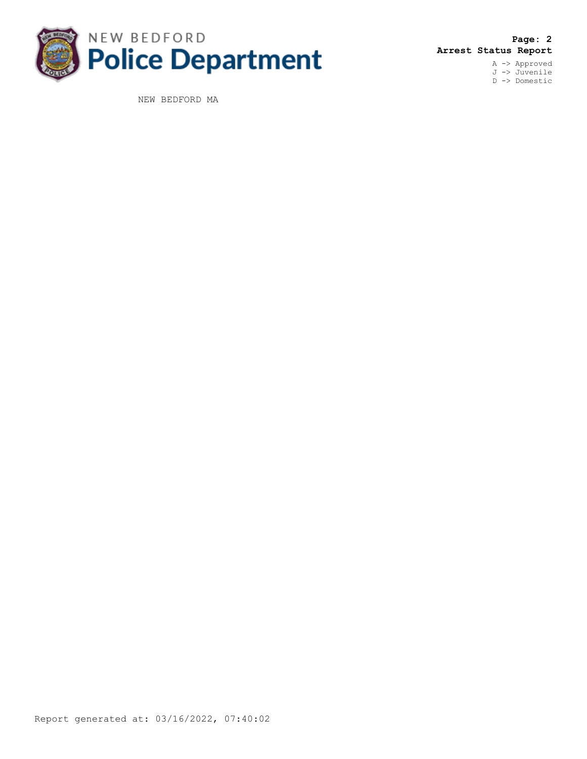NEW BEDFORD Police Department

**Arrest Status Report**

A -> Approved
J -> Juvenile
D -> Domestic

NEW BEDFORD MA

Report generated at: 03/16/2022, 07:40:02